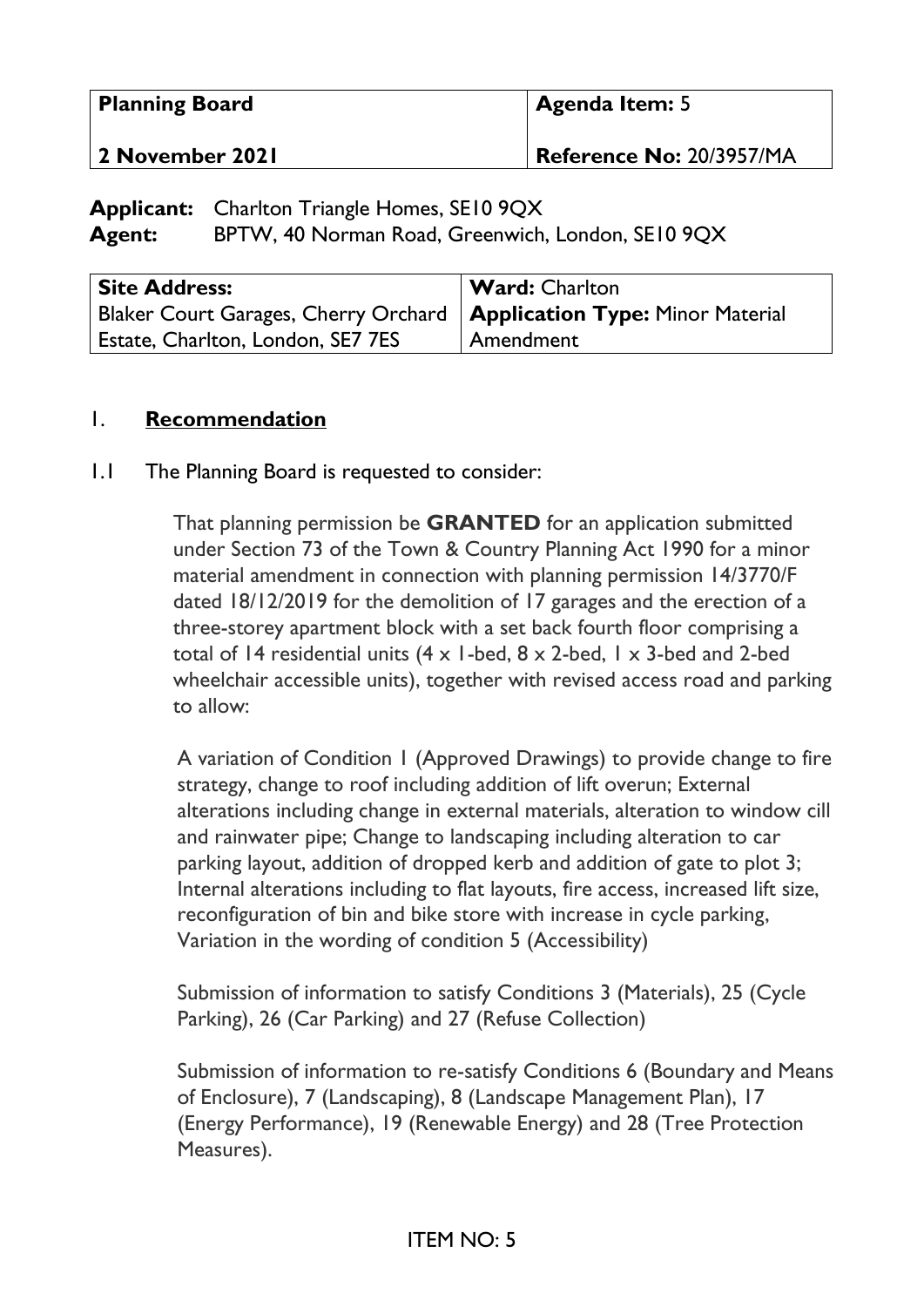| Planning Board | Agenda Item: 5 |
| --- | --- |
| 2 November 2021 | Reference No: 20/3957/MA |

**Applicant:** Charlton Triangle Homes, SE10 9QX
**Agent:** BPTW, 40 Norman Road, Greenwich, London, SE10 9QX

| Site Address: | Ward: Charlton |
| --- | --- |
| Blaker Court Garages, Cherry Orchard Estate, Charlton, London, SE7 7ES | **Application Type:** Minor Material Amendment |

## 1. Recommendation

1.1 The Planning Board is requested to consider:

That planning permission be **GRANTED** for an application submitted under Section 73 of the Town & Country Planning Act 1990 for a minor material amendment in connection with planning permission 14/3770/F dated 18/12/2019 for the demolition of 17 garages and the erection of a three-storey apartment block with a set back fourth floor comprising a total of 14 residential units (4 x 1-bed, 8 x 2-bed, 1 x 3-bed and 2-bed wheelchair accessible units), together with revised access road and parking to allow:

A variation of Condition 1 (Approved Drawings) to provide change to fire strategy, change to roof including addition of lift overun; External alterations including change in external materials, alteration to window cill and rainwater pipe; Change to landscaping including alteration to car parking layout, addition of dropped kerb and addition of gate to plot 3; Internal alterations including to flat layouts, fire access, increased lift size, reconfiguration of bin and bike store with increase in cycle parking, Variation in the wording of condition 5 (Accessibility)

Submission of information to satisfy Conditions 3 (Materials), 25 (Cycle Parking), 26 (Car Parking) and 27 (Refuse Collection)

Submission of information to re-satisfy Conditions 6 (Boundary and Means of Enclosure), 7 (Landscaping), 8 (Landscape Management Plan), 17 (Energy Performance), 19 (Renewable Energy) and 28 (Tree Protection Measures).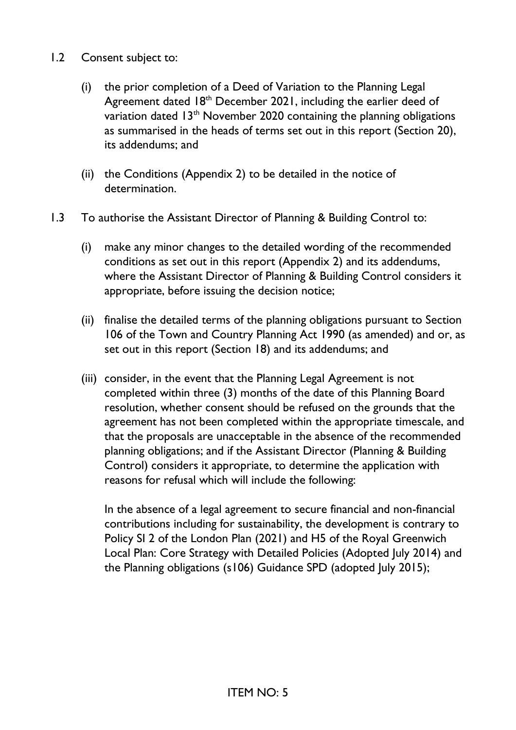1.2 Consent subject to:

(i) the prior completion of a Deed of Variation to the Planning Legal Agreement dated 18th December 2021, including the earlier deed of variation dated 13th November 2020 containing the planning obligations as summarised in the heads of terms set out in this report (Section 20), its addendums; and

(ii) the Conditions (Appendix 2) to be detailed in the notice of determination.

1.3 To authorise the Assistant Director of Planning & Building Control to:

(i) make any minor changes to the detailed wording of the recommended conditions as set out in this report (Appendix 2) and its addendums, where the Assistant Director of Planning & Building Control considers it appropriate, before issuing the decision notice;

(ii) finalise the detailed terms of the planning obligations pursuant to Section 106 of the Town and Country Planning Act 1990 (as amended) and or, as set out in this report (Section 18) and its addendums; and

(iii) consider, in the event that the Planning Legal Agreement is not completed within three (3) months of the date of this Planning Board resolution, whether consent should be refused on the grounds that the agreement has not been completed within the appropriate timescale, and that the proposals are unacceptable in the absence of the recommended planning obligations; and if the Assistant Director (Planning & Building Control) considers it appropriate, to determine the application with reasons for refusal which will include the following:

In the absence of a legal agreement to secure financial and non-financial contributions including for sustainability, the development is contrary to Policy SI 2 of the London Plan (2021) and H5 of the Royal Greenwich Local Plan: Core Strategy with Detailed Policies (Adopted July 2014) and the Planning obligations (s106) Guidance SPD (adopted July 2015);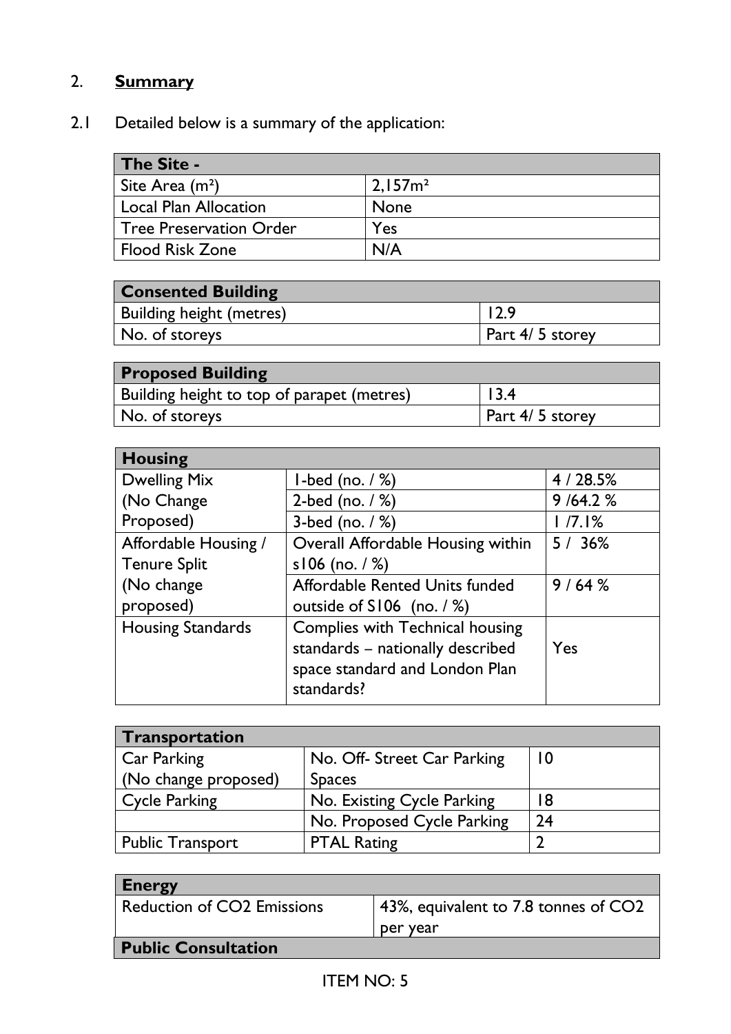## 2. **Summary**

2.1 Detailed below is a summary of the application:

| The Site - | |
|---|---|
| Site Area (m²) | 2,157m² |
| Local Plan Allocation | None |
| Tree Preservation Order | Yes |
| Flood Risk Zone | N/A |

| Consented Building | |
|---|---|
| Building height (metres) | 12.9 |
| No. of storeys | Part 4/ 5 storey |

| Proposed Building | |
|---|---|
| Building height to top of parapet (metres) | 13.4 |
| No. of storeys | Part 4/ 5 storey |

| Housing | | |
|---|---|---|
| Dwelling Mix (No Change Proposed) | 1-bed (no. / %) | 4 / 28.5% |
| | 2-bed (no. / %) | 9 /64.2 % |
| | 3-bed (no. / %) | 1 /7.1% |
| Affordable Housing / Tenure Split (No change proposed) | Overall Affordable Housing within s106 (no. / %) | 5 / 36% |
| | Affordable Rented Units funded outside of S106 (no. / %) | 9 / 64 % |
| Housing Standards | Complies with Technical housing standards – nationally described space standard and London Plan standards? | Yes |

| Transportation | | |
|---|---|---|
| Car Parking (No change proposed) | No. Off- Street Car Parking Spaces | 10 |
| Cycle Parking | No. Existing Cycle Parking | 18 |
| | No. Proposed Cycle Parking | 24 |
| Public Transport | PTAL Rating | 2 |

| Energy | |
|---|---|
| Reduction of CO2 Emissions | 43%, equivalent to 7.8 tonnes of CO2 per year |
| **Public Consultation** | |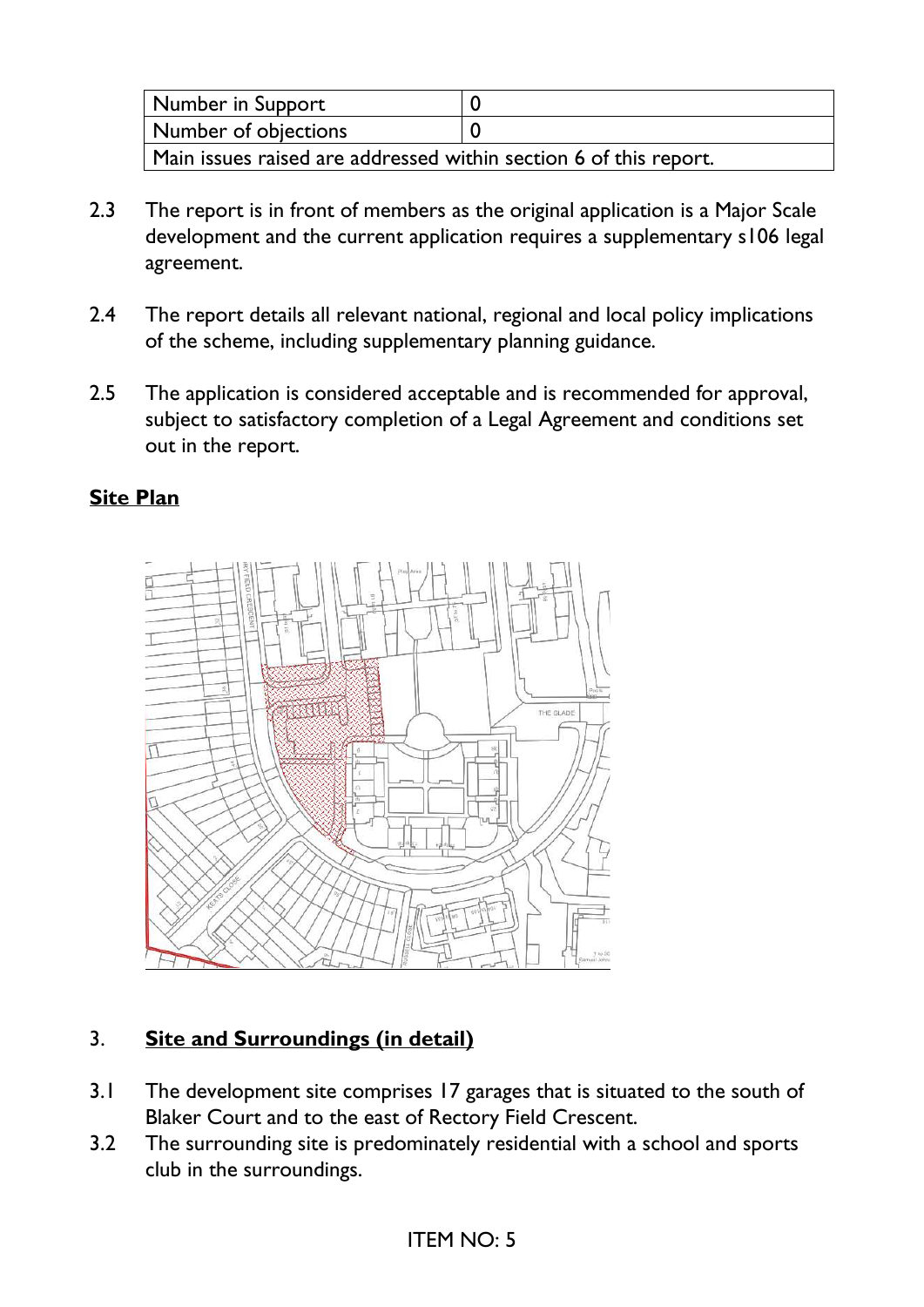| Number in Support | 0 |
| --- | --- |
| Number of objections | 0 |
| Main issues raised are addressed within section 6 of this report. | |

2.3 The report is in front of members as the original application is a Major Scale development and the current application requires a supplementary s106 legal agreement.

2.4 The report details all relevant national, regional and local policy implications of the scheme, including supplementary planning guidance.

2.5 The application is considered acceptable and is recommended for approval, subject to satisfactory completion of a Legal Agreement and conditions set out in the report.

**Site Plan**

## 3. Site and Surroundings (in detail)

3.1 The development site comprises 17 garages that is situated to the south of Blaker Court and to the east of Rectory Field Crescent.

3.2 The surrounding site is predominately residential with a school and sports club in the surroundings.

ITEM NO: 5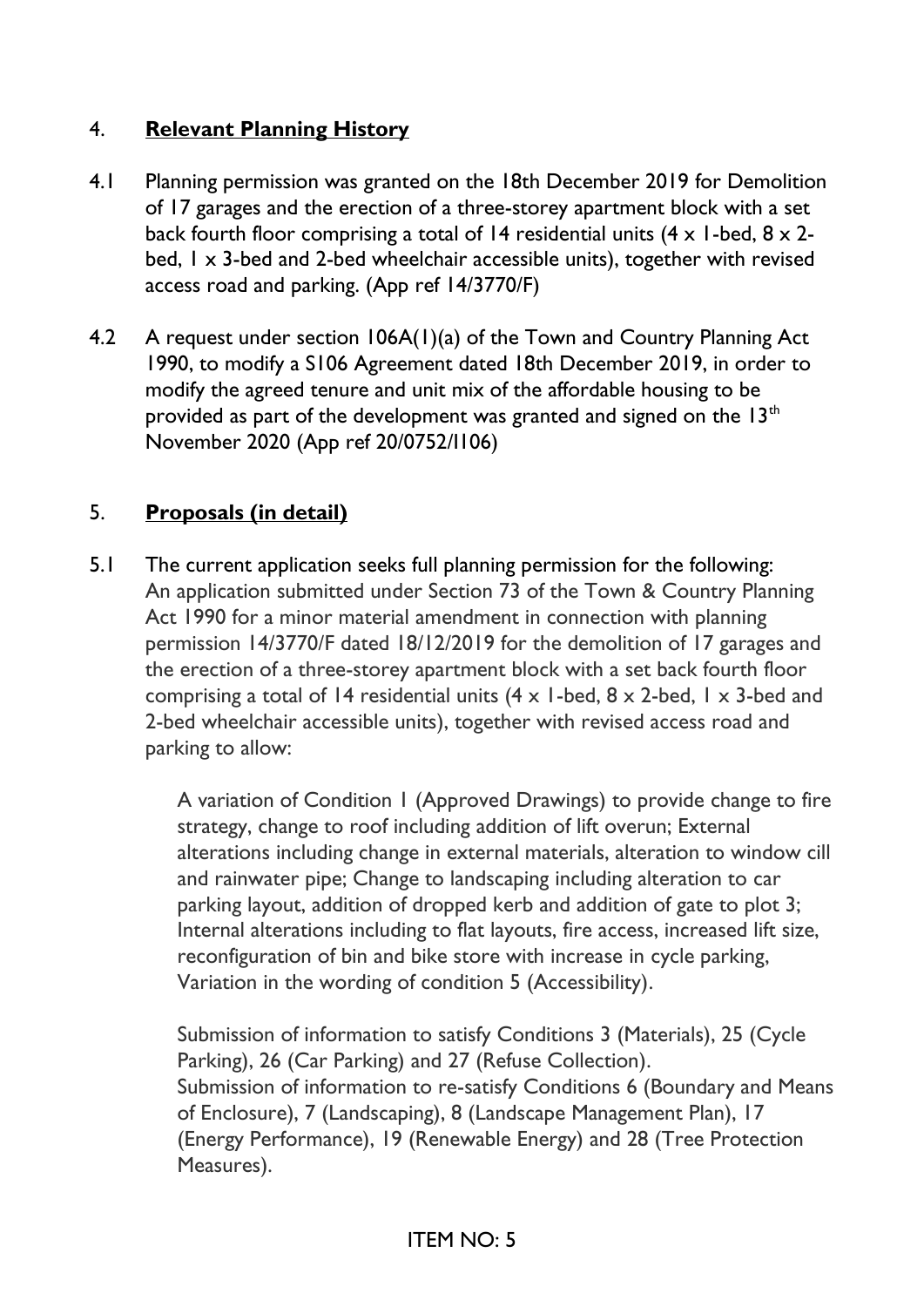## 4. **Relevant Planning History**

4.1 Planning permission was granted on the 18th December 2019 for Demolition of 17 garages and the erection of a three-storey apartment block with a set back fourth floor comprising a total of 14 residential units (4 x 1-bed, 8 x 2-bed, 1 x 3-bed and 2-bed wheelchair accessible units), together with revised access road and parking. (App ref 14/3770/F)

4.2 A request under section 106A(1)(a) of the Town and Country Planning Act 1990, to modify a S106 Agreement dated 18th December 2019, in order to modify the agreed tenure and unit mix of the affordable housing to be provided as part of the development was granted and signed on the 13th November 2020 (App ref 20/0752/I106)

## 5. **Proposals (in detail)**

5.1 The current application seeks full planning permission for the following: An application submitted under Section 73 of the Town & Country Planning Act 1990 for a minor material amendment in connection with planning permission 14/3770/F dated 18/12/2019 for the demolition of 17 garages and the erection of a three-storey apartment block with a set back fourth floor comprising a total of 14 residential units (4 x 1-bed, 8 x 2-bed, 1 x 3-bed and 2-bed wheelchair accessible units), together with revised access road and parking to allow:

> A variation of Condition 1 (Approved Drawings) to provide change to fire strategy, change to roof including addition of lift overun; External alterations including change in external materials, alteration to window cill and rainwater pipe; Change to landscaping including alteration to car parking layout, addition of dropped kerb and addition of gate to plot 3; Internal alterations including to flat layouts, fire access, increased lift size, reconfiguration of bin and bike store with increase in cycle parking, Variation in the wording of condition 5 (Accessibility).
>
> Submission of information to satisfy Conditions 3 (Materials), 25 (Cycle Parking), 26 (Car Parking) and 27 (Refuse Collection).
> Submission of information to re-satisfy Conditions 6 (Boundary and Means of Enclosure), 7 (Landscaping), 8 (Landscape Management Plan), 17 (Energy Performance), 19 (Renewable Energy) and 28 (Tree Protection Measures).

ITEM NO: 5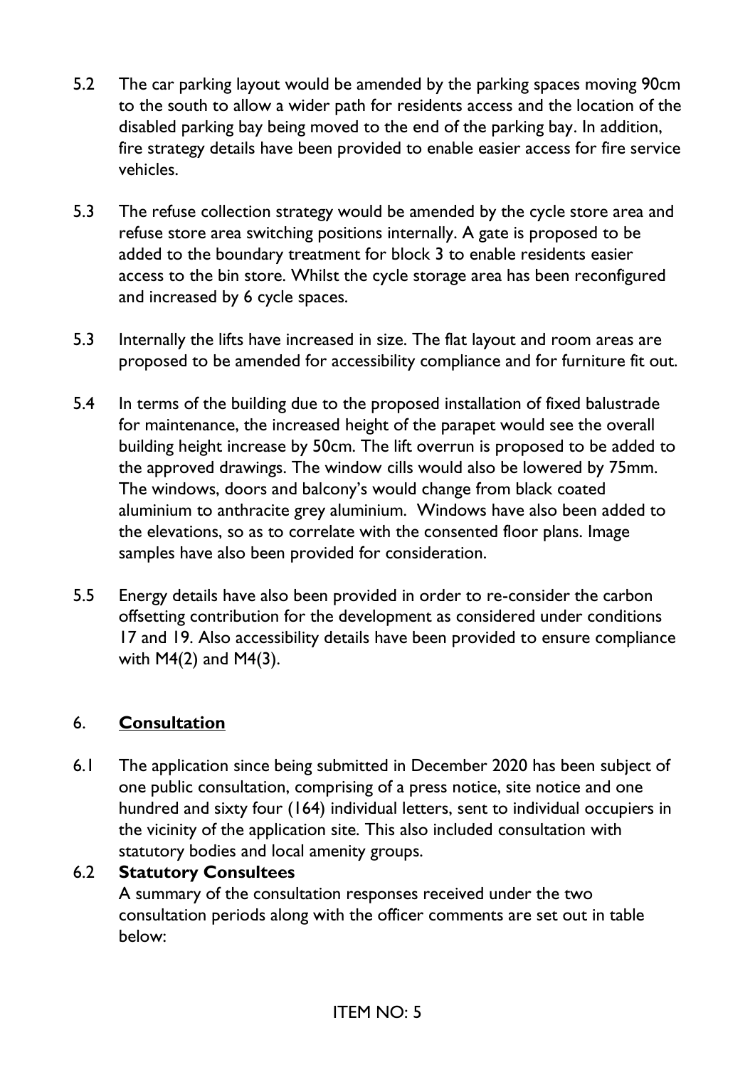5.2 The car parking layout would be amended by the parking spaces moving 90cm to the south to allow a wider path for residents access and the location of the disabled parking bay being moved to the end of the parking bay. In addition, fire strategy details have been provided to enable easier access for fire service vehicles.

5.3 The refuse collection strategy would be amended by the cycle store area and refuse store area switching positions internally. A gate is proposed to be added to the boundary treatment for block 3 to enable residents easier access to the bin store. Whilst the cycle storage area has been reconfigured and increased by 6 cycle spaces.

5.3 Internally the lifts have increased in size. The flat layout and room areas are proposed to be amended for accessibility compliance and for furniture fit out.

5.4 In terms of the building due to the proposed installation of fixed balustrade for maintenance, the increased height of the parapet would see the overall building height increase by 50cm. The lift overrun is proposed to be added to the approved drawings. The window cills would also be lowered by 75mm. The windows, doors and balcony's would change from black coated aluminium to anthracite grey aluminium. Windows have also been added to the elevations, so as to correlate with the consented floor plans. Image samples have also been provided for consideration.

5.5 Energy details have also been provided in order to re-consider the carbon offsetting contribution for the development as considered under conditions 17 and 19. Also accessibility details have been provided to ensure compliance with M4(2) and M4(3).

## 6. **Consultation**

6.1 The application since being submitted in December 2020 has been subject of one public consultation, comprising of a press notice, site notice and one hundred and sixty four (164) individual letters, sent to individual occupiers in the vicinity of the application site. This also included consultation with statutory bodies and local amenity groups.

6.2 **Statutory Consultees**

A summary of the consultation responses received under the two consultation periods along with the officer comments are set out in table below: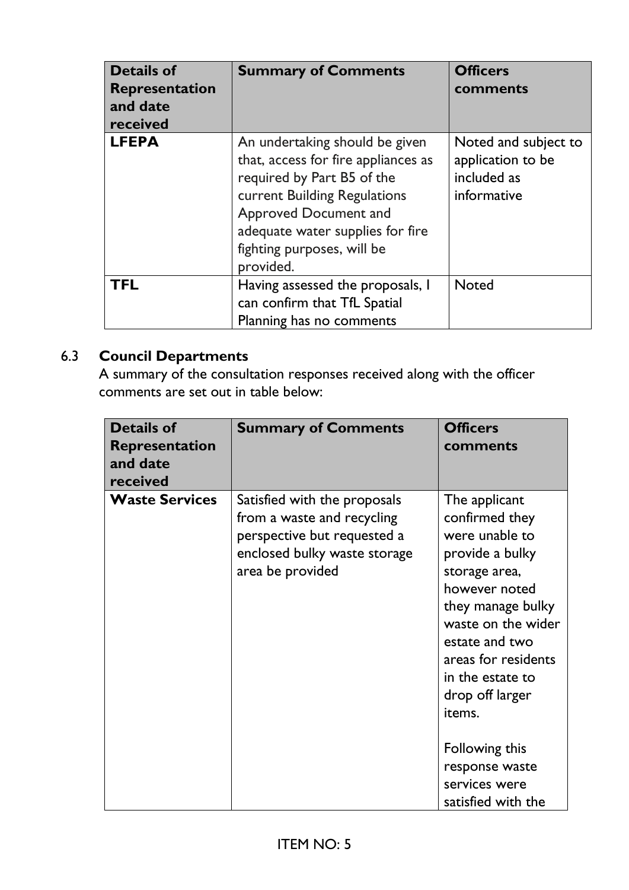| Details of Representation and date received | Summary of Comments | Officers comments |
|---|---|---|
| **LFEPA** | An undertaking should be given that, access for fire appliances as required by Part B5 of the current Building Regulations Approved Document and adequate water supplies for fire fighting purposes, will be provided. | Noted and subject to application to be included as informative |
| **TFL** | Having assessed the proposals, I can confirm that TfL Spatial Planning has no comments | Noted |

6.3 **Council Departments**

A summary of the consultation responses received along with the officer comments are set out in table below:

| Details of Representation and date received | Summary of Comments | Officers comments |
|---|---|---|
| **Waste Services** | Satisfied with the proposals from a waste and recycling perspective but requested a enclosed bulky waste storage area be provided | The applicant confirmed they were unable to provide a bulky storage area, however noted they manage bulky waste on the wider estate and two areas for residents in the estate to drop off larger items.<br><br>Following this response waste services were satisfied with the |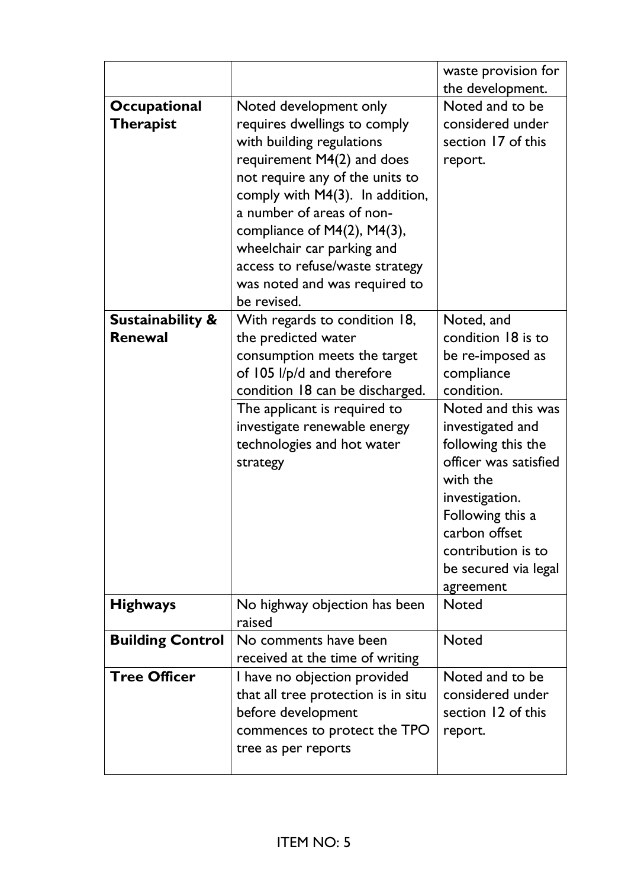| | | |
|---|---|---|
| | | waste provision for the development. |
| **Occupational Therapist** | Noted development only requires dwellings to comply with building regulations requirement M4(2) and does not require any of the units to comply with M4(3). In addition, a number of areas of non-compliance of M4(2), M4(3), wheelchair car parking and access to refuse/waste strategy was noted and was required to be revised. | Noted and to be considered under section 17 of this report. |
| **Sustainability & Renewal** | With regards to condition 18, the predicted water consumption meets the target of 105 l/p/d and therefore condition 18 can be discharged. | Noted, and condition 18 is to be re-imposed as compliance condition. |
| | The applicant is required to investigate renewable energy technologies and hot water strategy | Noted and this was investigated and following this the officer was satisfied with the investigation. Following this a carbon offset contribution is to be secured via legal agreement |
| **Highways** | No highway objection has been raised | Noted |
| **Building Control** | No comments have been received at the time of writing | Noted |
| **Tree Officer** | I have no objection provided that all tree protection is in situ before development commences to protect the TPO tree as per reports | Noted and to be considered under section 12 of this report. |

ITEM NO: 5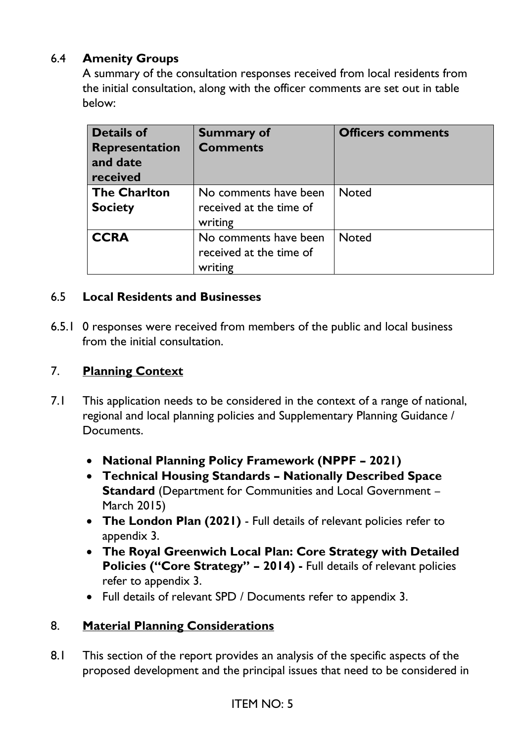### 6.4 **Amenity Groups**

A summary of the consultation responses received from local residents from the initial consultation, along with the officer comments are set out in table below:

| Details of Representation and date received | Summary of Comments | Officers comments |
| --- | --- | --- |
| **The Charlton Society** | No comments have been received at the time of writing | Noted |
| **CCRA** | No comments have been received at the time of writing | Noted |

### 6.5 **Local Residents and Businesses**

6.5.1 0 responses were received from members of the public and local business from the initial consultation.

## 7. **Planning Context**

7.1 This application needs to be considered in the context of a range of national, regional and local planning policies and Supplementary Planning Guidance / Documents.

- **National Planning Policy Framework (NPPF – 2021)**
- **Technical Housing Standards – Nationally Described Space Standard** (Department for Communities and Local Government – March 2015)
- **The London Plan (2021)** - Full details of relevant policies refer to appendix 3.
- **The Royal Greenwich Local Plan: Core Strategy with Detailed Policies ("Core Strategy" – 2014) -** Full details of relevant policies refer to appendix 3.
- Full details of relevant SPD / Documents refer to appendix 3.

## 8. **Material Planning Considerations**

8.1 This section of the report provides an analysis of the specific aspects of the proposed development and the principal issues that need to be considered in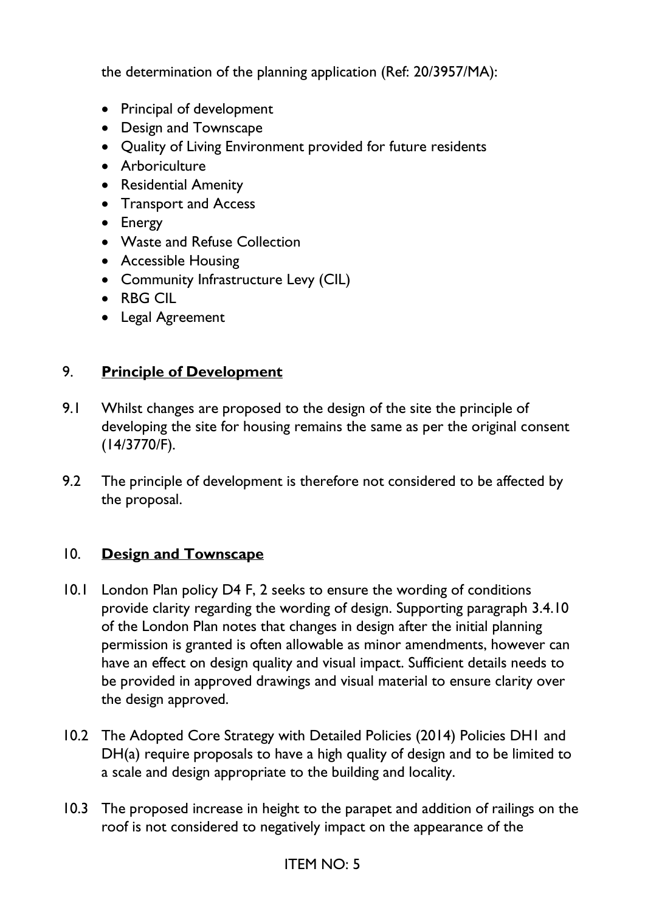the determination of the planning application (Ref: 20/3957/MA):

- Principal of development
- Design and Townscape
- Quality of Living Environment provided for future residents
- Arboriculture
- Residential Amenity
- Transport and Access
- Energy
- Waste and Refuse Collection
- Accessible Housing
- Community Infrastructure Levy (CIL)
- RBG CIL
- Legal Agreement

## 9. **Principle of Development**

9.1 Whilst changes are proposed to the design of the site the principle of developing the site for housing remains the same as per the original consent (14/3770/F).

9.2 The principle of development is therefore not considered to be affected by the proposal.

## 10. **Design and Townscape**

10.1 London Plan policy D4 F, 2 seeks to ensure the wording of conditions provide clarity regarding the wording of design. Supporting paragraph 3.4.10 of the London Plan notes that changes in design after the initial planning permission is granted is often allowable as minor amendments, however can have an effect on design quality and visual impact. Sufficient details needs to be provided in approved drawings and visual material to ensure clarity over the design approved.

10.2 The Adopted Core Strategy with Detailed Policies (2014) Policies DH1 and DH(a) require proposals to have a high quality of design and to be limited to a scale and design appropriate to the building and locality.

10.3 The proposed increase in height to the parapet and addition of railings on the roof is not considered to negatively impact on the appearance of the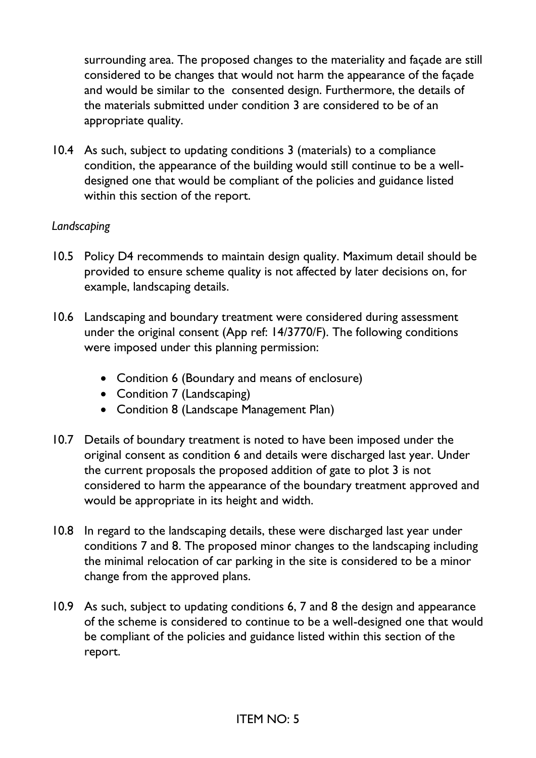surrounding area. The proposed changes to the materiality and façade are still considered to be changes that would not harm the appearance of the façade and would be similar to the consented design. Furthermore, the details of the materials submitted under condition 3 are considered to be of an appropriate quality.

10.4 As such, subject to updating conditions 3 (materials) to a compliance condition, the appearance of the building would still continue to be a well-designed one that would be compliant of the policies and guidance listed within this section of the report.

*Landscaping*

10.5 Policy D4 recommends to maintain design quality. Maximum detail should be provided to ensure scheme quality is not affected by later decisions on, for example, landscaping details.

10.6 Landscaping and boundary treatment were considered during assessment under the original consent (App ref: 14/3770/F). The following conditions were imposed under this planning permission:

- Condition 6 (Boundary and means of enclosure)
- Condition 7 (Landscaping)
- Condition 8 (Landscape Management Plan)

10.7 Details of boundary treatment is noted to have been imposed under the original consent as condition 6 and details were discharged last year. Under the current proposals the proposed addition of gate to plot 3 is not considered to harm the appearance of the boundary treatment approved and would be appropriate in its height and width.

10.8 In regard to the landscaping details, these were discharged last year under conditions 7 and 8. The proposed minor changes to the landscaping including the minimal relocation of car parking in the site is considered to be a minor change from the approved plans.

10.9 As such, subject to updating conditions 6, 7 and 8 the design and appearance of the scheme is considered to continue to be a well-designed one that would be compliant of the policies and guidance listed within this section of the report.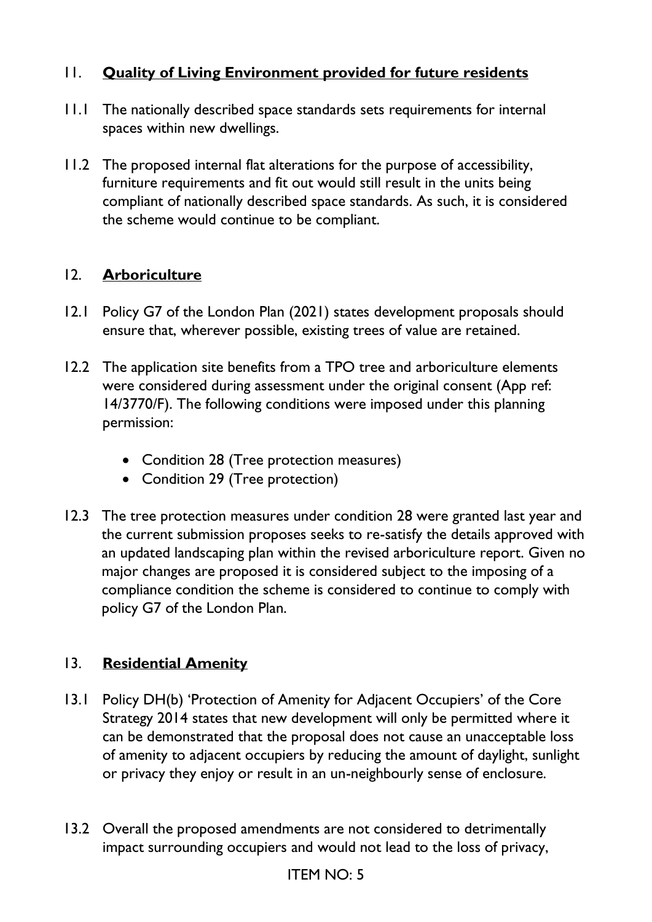## 11. **Quality of Living Environment provided for future residents**

11.1 The nationally described space standards sets requirements for internal spaces within new dwellings.

11.2 The proposed internal flat alterations for the purpose of accessibility, furniture requirements and fit out would still result in the units being compliant of nationally described space standards. As such, it is considered the scheme would continue to be compliant.

## 12. **Arboriculture**

12.1 Policy G7 of the London Plan (2021) states development proposals should ensure that, wherever possible, existing trees of value are retained.

12.2 The application site benefits from a TPO tree and arboriculture elements were considered during assessment under the original consent (App ref: 14/3770/F). The following conditions were imposed under this planning permission:

- Condition 28 (Tree protection measures)
- Condition 29 (Tree protection)

12.3 The tree protection measures under condition 28 were granted last year and the current submission proposes seeks to re-satisfy the details approved with an updated landscaping plan within the revised arboriculture report. Given no major changes are proposed it is considered subject to the imposing of a compliance condition the scheme is considered to continue to comply with policy G7 of the London Plan.

## 13. **Residential Amenity**

13.1 Policy DH(b) 'Protection of Amenity for Adjacent Occupiers' of the Core Strategy 2014 states that new development will only be permitted where it can be demonstrated that the proposal does not cause an unacceptable loss of amenity to adjacent occupiers by reducing the amount of daylight, sunlight or privacy they enjoy or result in an un-neighbourly sense of enclosure.

13.2 Overall the proposed amendments are not considered to detrimentally impact surrounding occupiers and would not lead to the loss of privacy,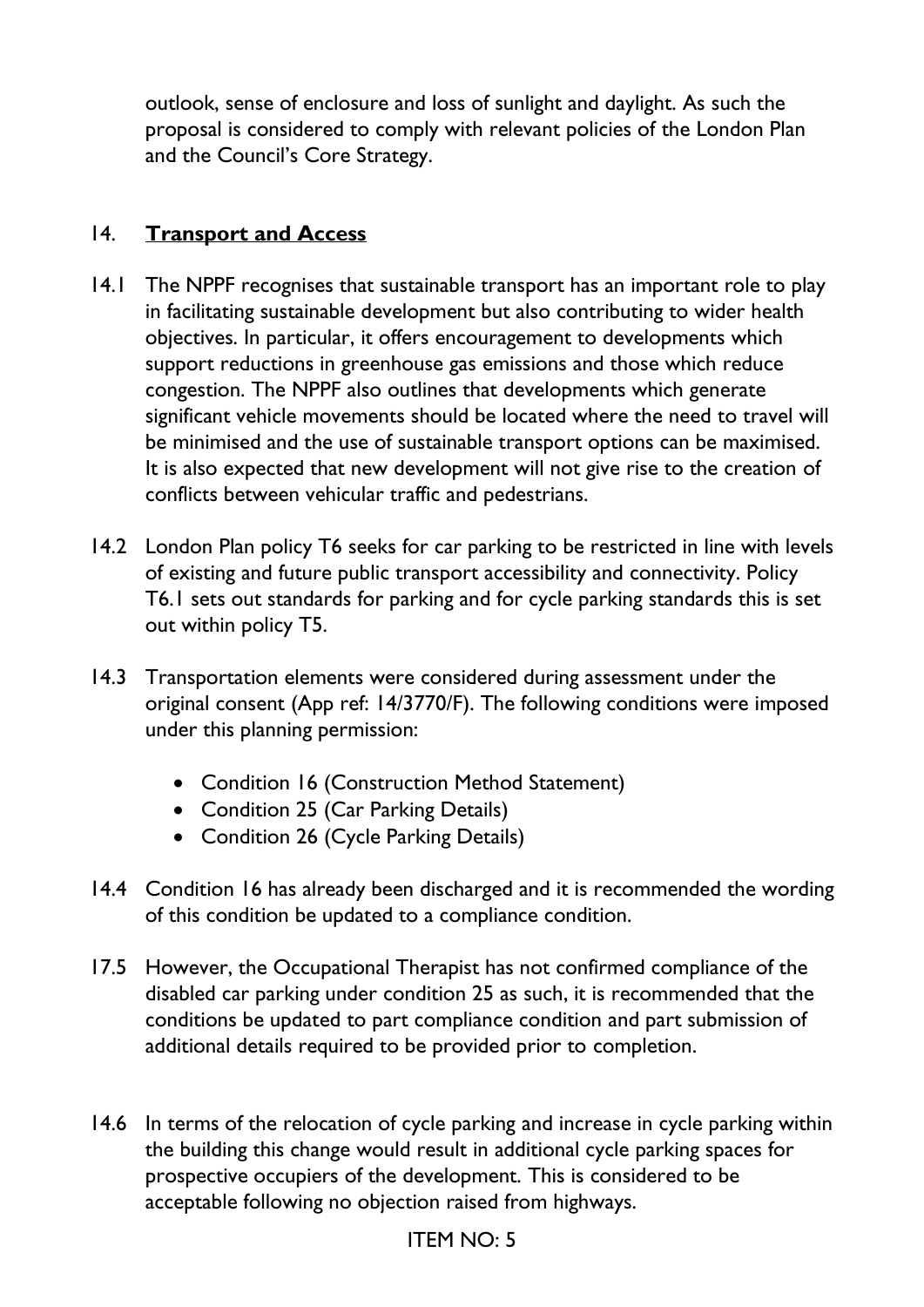outlook, sense of enclosure and loss of sunlight and daylight. As such the proposal is considered to comply with relevant policies of the London Plan and the Council's Core Strategy.

## 14. **Transport and Access**

14.1 The NPPF recognises that sustainable transport has an important role to play in facilitating sustainable development but also contributing to wider health objectives. In particular, it offers encouragement to developments which support reductions in greenhouse gas emissions and those which reduce congestion. The NPPF also outlines that developments which generate significant vehicle movements should be located where the need to travel will be minimised and the use of sustainable transport options can be maximised. It is also expected that new development will not give rise to the creation of conflicts between vehicular traffic and pedestrians.

14.2 London Plan policy T6 seeks for car parking to be restricted in line with levels of existing and future public transport accessibility and connectivity. Policy T6.1 sets out standards for parking and for cycle parking standards this is set out within policy T5.

14.3 Transportation elements were considered during assessment under the original consent (App ref: 14/3770/F). The following conditions were imposed under this planning permission:

- Condition 16 (Construction Method Statement)
- Condition 25 (Car Parking Details)
- Condition 26 (Cycle Parking Details)

14.4 Condition 16 has already been discharged and it is recommended the wording of this condition be updated to a compliance condition.

17.5 However, the Occupational Therapist has not confirmed compliance of the disabled car parking under condition 25 as such, it is recommended that the conditions be updated to part compliance condition and part submission of additional details required to be provided prior to completion.

14.6 In terms of the relocation of cycle parking and increase in cycle parking within the building this change would result in additional cycle parking spaces for prospective occupiers of the development. This is considered to be acceptable following no objection raised from highways.

ITEM NO: 5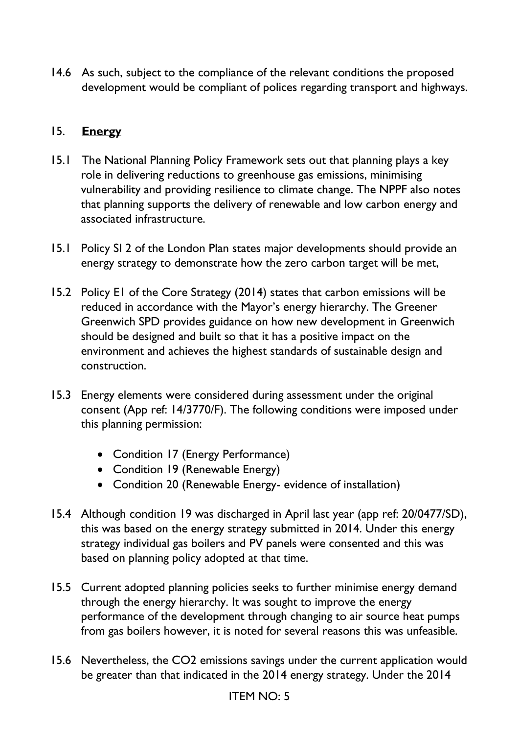14.6 As such, subject to the compliance of the relevant conditions the proposed development would be compliant of polices regarding transport and highways.

## 15. **Energy**

15.1 The National Planning Policy Framework sets out that planning plays a key role in delivering reductions to greenhouse gas emissions, minimising vulnerability and providing resilience to climate change. The NPPF also notes that planning supports the delivery of renewable and low carbon energy and associated infrastructure.

15.1 Policy SI 2 of the London Plan states major developments should provide an energy strategy to demonstrate how the zero carbon target will be met,

15.2 Policy E1 of the Core Strategy (2014) states that carbon emissions will be reduced in accordance with the Mayor's energy hierarchy. The Greener Greenwich SPD provides guidance on how new development in Greenwich should be designed and built so that it has a positive impact on the environment and achieves the highest standards of sustainable design and construction.

15.3 Energy elements were considered during assessment under the original consent (App ref: 14/3770/F). The following conditions were imposed under this planning permission:

- Condition 17 (Energy Performance)
- Condition 19 (Renewable Energy)
- Condition 20 (Renewable Energy- evidence of installation)

15.4 Although condition 19 was discharged in April last year (app ref: 20/0477/SD), this was based on the energy strategy submitted in 2014. Under this energy strategy individual gas boilers and PV panels were consented and this was based on planning policy adopted at that time.

15.5 Current adopted planning policies seeks to further minimise energy demand through the energy hierarchy. It was sought to improve the energy performance of the development through changing to air source heat pumps from gas boilers however, it is noted for several reasons this was unfeasible.

15.6 Nevertheless, the $CO_2$ emissions savings under the current application would be greater than that indicated in the 2014 energy strategy. Under the 2014

ITEM NO: 5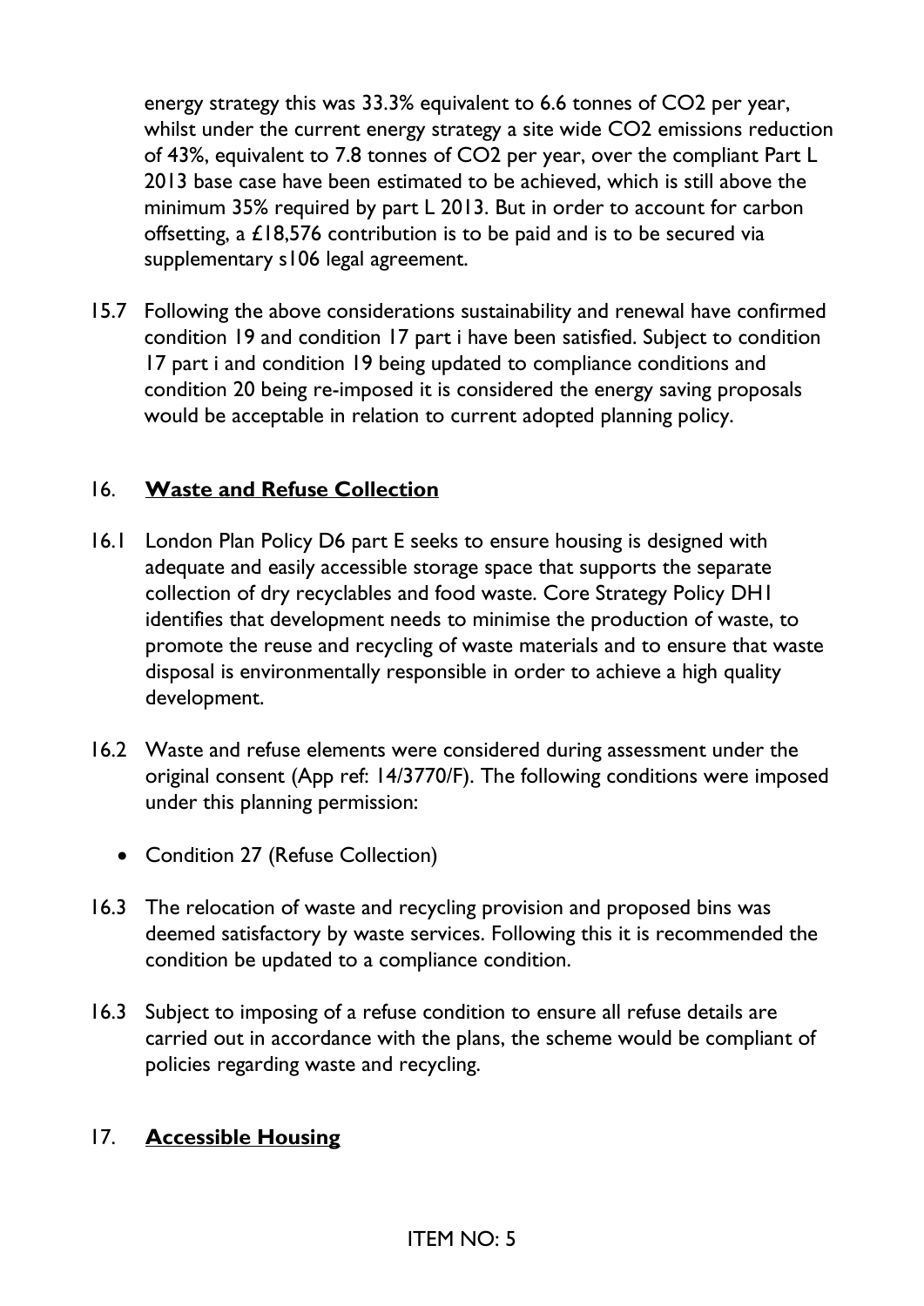energy strategy this was 33.3% equivalent to 6.6 tonnes of $CO_2$ per year, whilst under the current energy strategy a site wide $CO_2$ emissions reduction of 43%, equivalent to 7.8 tonnes of $CO_2$ per year, over the compliant Part L 2013 base case have been estimated to be achieved, which is still above the minimum 35% required by part L 2013. But in order to account for carbon offsetting, a £18,576 contribution is to be paid and is to be secured via supplementary s106 legal agreement.

15.7 Following the above considerations sustainability and renewal have confirmed condition 19 and condition 17 part i have been satisfied. Subject to condition 17 part i and condition 19 being updated to compliance conditions and condition 20 being re-imposed it is considered the energy saving proposals would be acceptable in relation to current adopted planning policy.

## 16. **Waste and Refuse Collection**

16.1 London Plan Policy D6 part E seeks to ensure housing is designed with adequate and easily accessible storage space that supports the separate collection of dry recyclables and food waste. Core Strategy Policy DH1 identifies that development needs to minimise the production of waste, to promote the reuse and recycling of waste materials and to ensure that waste disposal is environmentally responsible in order to achieve a high quality development.

16.2 Waste and refuse elements were considered during assessment under the original consent (App ref: 14/3770/F). The following conditions were imposed under this planning permission:

- Condition 27 (Refuse Collection)

16.3 The relocation of waste and recycling provision and proposed bins was deemed satisfactory by waste services. Following this it is recommended the condition be updated to a compliance condition.

16.3 Subject to imposing of a refuse condition to ensure all refuse details are carried out in accordance with the plans, the scheme would be compliant of policies regarding waste and recycling.

## 17. **Accessible Housing**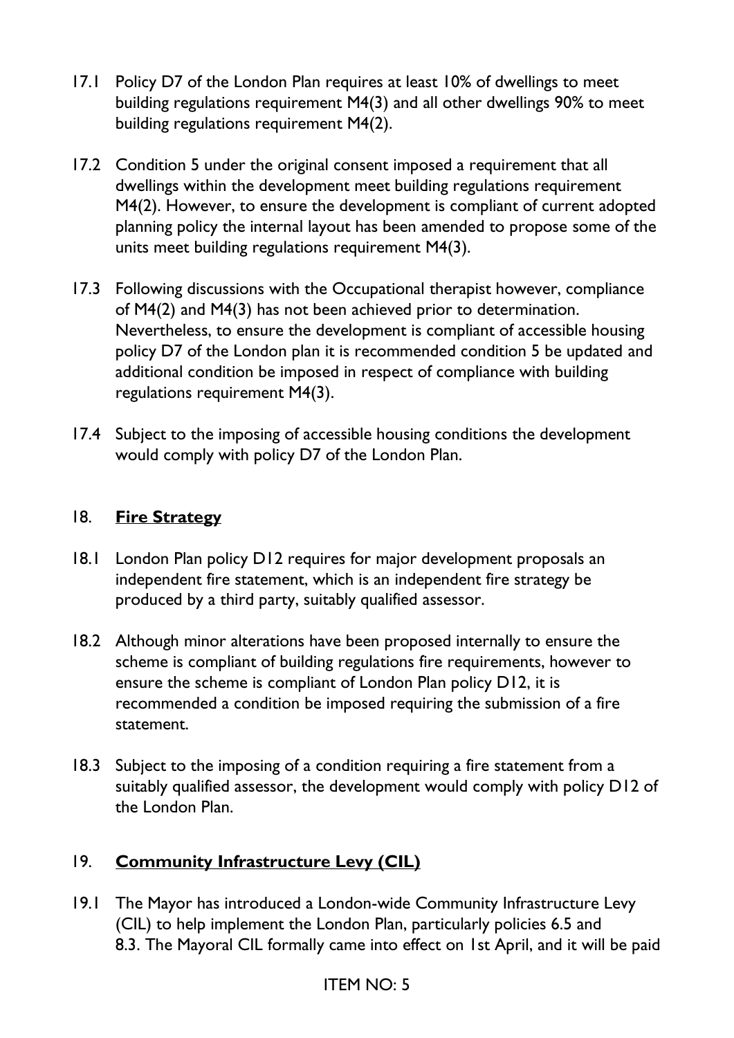17.1 Policy D7 of the London Plan requires at least 10% of dwellings to meet building regulations requirement M4(3) and all other dwellings 90% to meet building regulations requirement M4(2).

17.2 Condition 5 under the original consent imposed a requirement that all dwellings within the development meet building regulations requirement M4(2). However, to ensure the development is compliant of current adopted planning policy the internal layout has been amended to propose some of the units meet building regulations requirement M4(3).

17.3 Following discussions with the Occupational therapist however, compliance of M4(2) and M4(3) has not been achieved prior to determination. Nevertheless, to ensure the development is compliant of accessible housing policy D7 of the London plan it is recommended condition 5 be updated and additional condition be imposed in respect of compliance with building regulations requirement M4(3).

17.4 Subject to the imposing of accessible housing conditions the development would comply with policy D7 of the London Plan.

## 18. **Fire Strategy**

18.1 London Plan policy D12 requires for major development proposals an independent fire statement, which is an independent fire strategy be produced by a third party, suitably qualified assessor.

18.2 Although minor alterations have been proposed internally to ensure the scheme is compliant of building regulations fire requirements, however to ensure the scheme is compliant of London Plan policy D12, it is recommended a condition be imposed requiring the submission of a fire statement.

18.3 Subject to the imposing of a condition requiring a fire statement from a suitably qualified assessor, the development would comply with policy D12 of the London Plan.

## 19. **Community Infrastructure Levy (CIL)**

19.1 The Mayor has introduced a London-wide Community Infrastructure Levy (CIL) to help implement the London Plan, particularly policies 6.5 and 8.3. The Mayoral CIL formally came into effect on 1st April, and it will be paid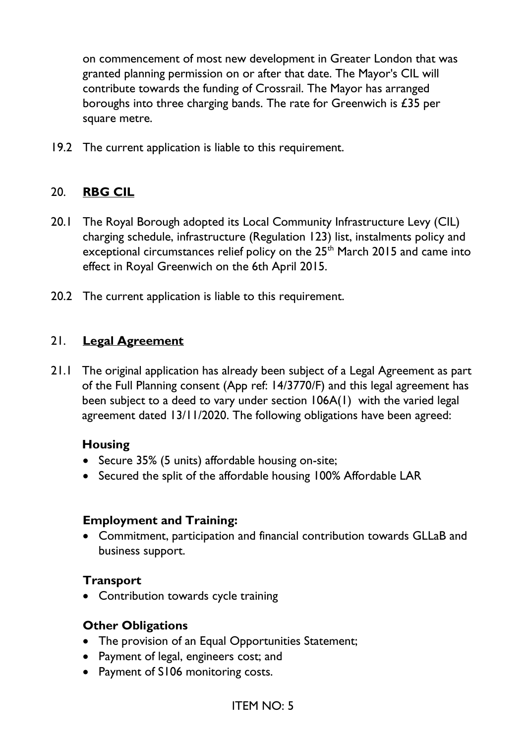on commencement of most new development in Greater London that was granted planning permission on or after that date. The Mayor's CIL will contribute towards the funding of Crossrail. The Mayor has arranged boroughs into three charging bands. The rate for Greenwich is £35 per square metre.

19.2 The current application is liable to this requirement.

## 20. **RBG CIL**

20.1 The Royal Borough adopted its Local Community Infrastructure Levy (CIL) charging schedule, infrastructure (Regulation 123) list, instalments policy and exceptional circumstances relief policy on the 25th March 2015 and came into effect in Royal Greenwich on the 6th April 2015.

20.2 The current application is liable to this requirement.

## 21. **Legal Agreement**

21.1 The original application has already been subject of a Legal Agreement as part of the Full Planning consent (App ref: 14/3770/F) and this legal agreement has been subject to a deed to vary under section 106A(1) with the varied legal agreement dated 13/11/2020. The following obligations have been agreed:

**Housing**

- Secure 35% (5 units) affordable housing on-site;
- Secured the split of the affordable housing 100% Affordable LAR

**Employment and Training:**

- Commitment, participation and financial contribution towards GLLaB and business support.

**Transport**

- Contribution towards cycle training

**Other Obligations**

- The provision of an Equal Opportunities Statement;
- Payment of legal, engineers cost; and
- Payment of S106 monitoring costs.

ITEM NO: 5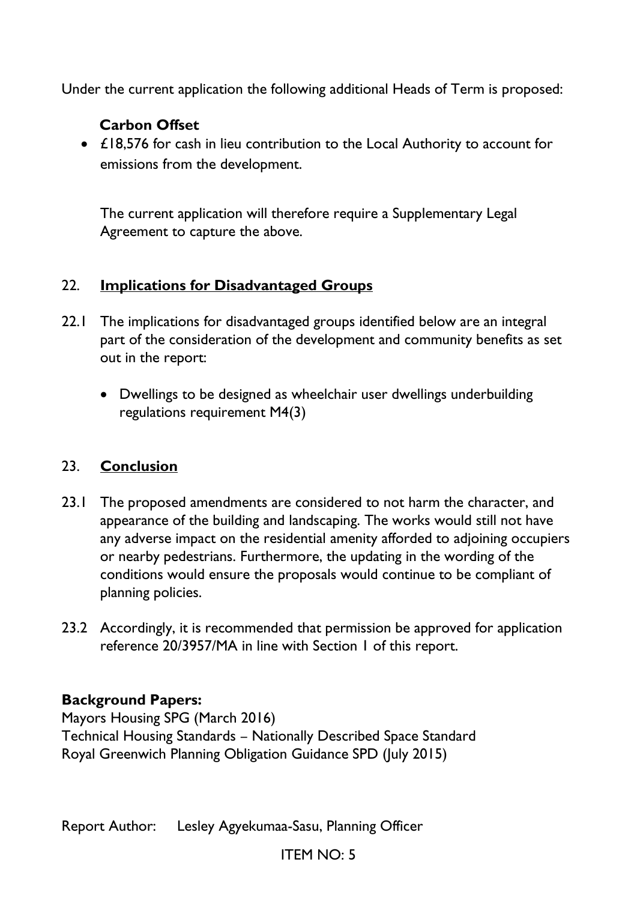Under the current application the following additional Heads of Term is proposed:

**Carbon Offset**

- £18,576 for cash in lieu contribution to the Local Authority to account for emissions from the development.

The current application will therefore require a Supplementary Legal Agreement to capture the above.

## 22. Implications for Disadvantaged Groups

22.1 The implications for disadvantaged groups identified below are an integral part of the consideration of the development and community benefits as set out in the report:

- Dwellings to be designed as wheelchair user dwellings underbuilding regulations requirement M4(3)

## 23. Conclusion

23.1 The proposed amendments are considered to not harm the character, and appearance of the building and landscaping. The works would still not have any adverse impact on the residential amenity afforded to adjoining occupiers or nearby pedestrians. Furthermore, the updating in the wording of the conditions would ensure the proposals would continue to be compliant of planning policies.

23.2 Accordingly, it is recommended that permission be approved for application reference 20/3957/MA in line with Section 1 of this report.

**Background Papers:**

Mayors Housing SPG (March 2016)
Technical Housing Standards – Nationally Described Space Standard
Royal Greenwich Planning Obligation Guidance SPD (July 2015)

Report Author: Lesley Agyekumaa-Sasu, Planning Officer

ITEM NO: 5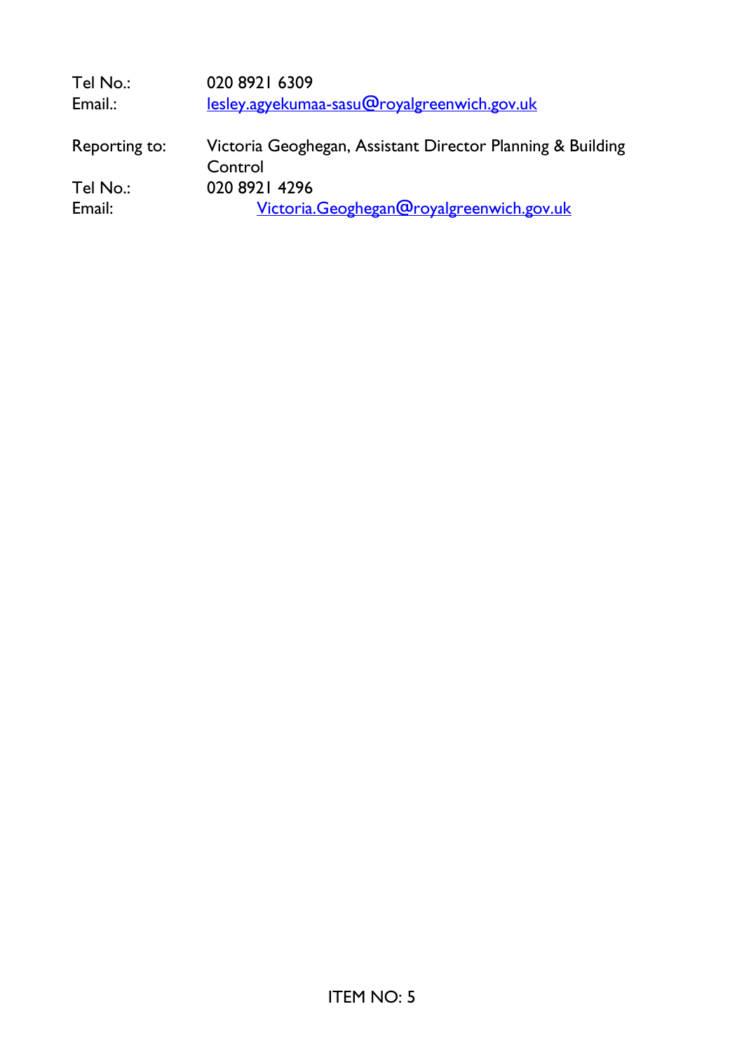| | |
|---|---|
| Tel No.: | 020 8921 6309 |
| Email.: | lesley.agyekumaa-sasu@royalgreenwich.gov.uk |
| Reporting to: | Victoria Geoghegan, Assistant Director Planning & Building Control |
| Tel No.: | 020 8921 4296 |
| Email: | Victoria.Geoghegan@royalgreenwich.gov.uk |

ITEM NO: 5